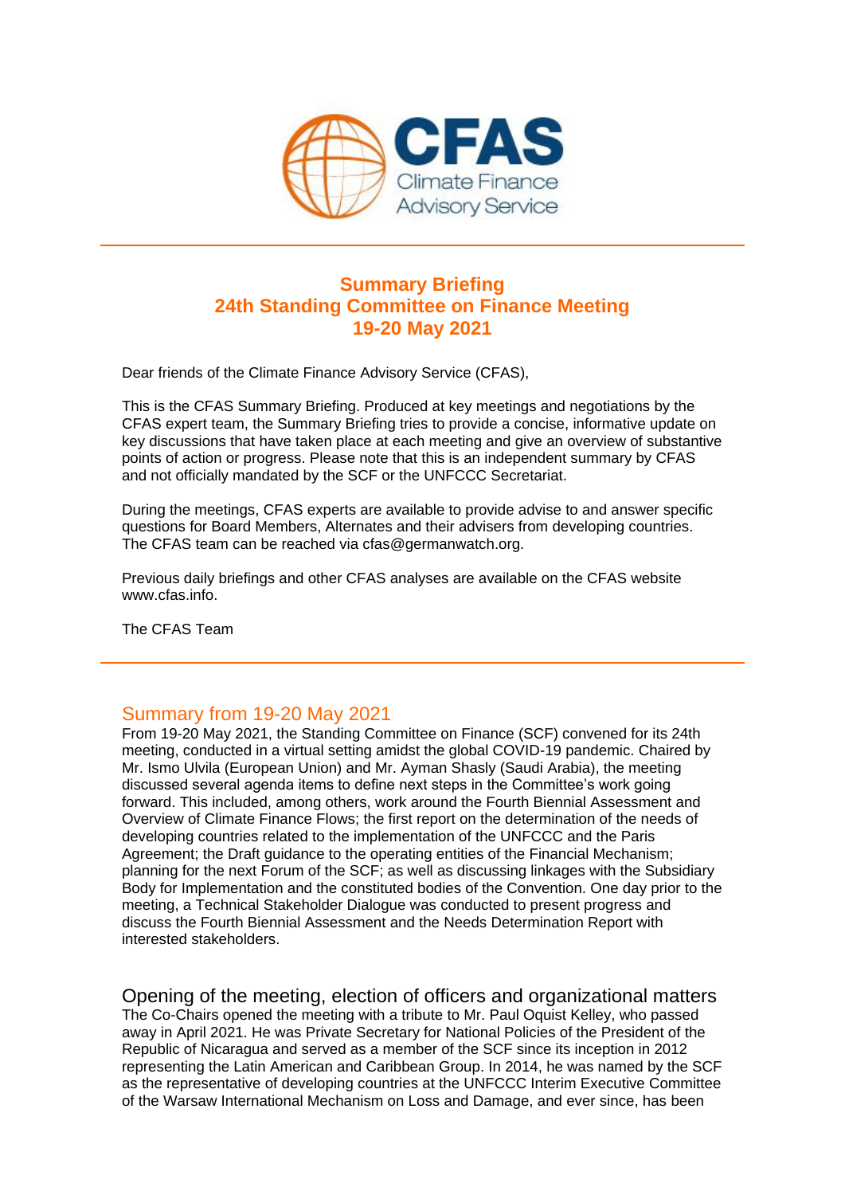# Summary Briefing
# 24th Standing Committee on Finance Meeting
# 19-20 May 2021

Dear friends of the Climate Finance Advisory Service (CFAS),

This is the CFAS Summary Briefing. Produced at key meetings and negotiations by the CFAS expert team, the Summary Briefing tries to provide a concise, informative update on key discussions that have taken place at each meeting and give an overview of substantive points of action or progress. Please note that this is an independent summary by CFAS and not officially mandated by the SCF or the UNFCCC Secretariat.

During the meetings, CFAS experts are available to provide advise to and answer specific questions for Board Members, Alternates and their advisers from developing countries. The CFAS team can be reached via cfas@germanwatch.org.

Previous daily briefings and other CFAS analyses are available on the CFAS website www.cfas.info.

The CFAS Team

---

## Summary from 19-20 May 2021

From 19-20 May 2021, the Standing Committee on Finance (SCF) convened for its 24th meeting, conducted in a virtual setting amidst the global COVID-19 pandemic. Chaired by Mr. Ismo Ulvila (European Union) and Mr. Ayman Shasly (Saudi Arabia), the meeting discussed several agenda items to define next steps in the Committee's work going forward. This included, among others, work around the Fourth Biennial Assessment and Overview of Climate Finance Flows; the first report on the determination of the needs of developing countries related to the implementation of the UNFCCC and the Paris Agreement; the Draft guidance to the operating entities of the Financial Mechanism; planning for the next Forum of the SCF; as well as discussing linkages with the Subsidiary Body for Implementation and the constituted bodies of the Convention. One day prior to the meeting, a Technical Stakeholder Dialogue was conducted to present progress and discuss the Fourth Biennial Assessment and the Needs Determination Report with interested stakeholders.

## Opening of the meeting, election of officers and organizational matters

The Co-Chairs opened the meeting with a tribute to Mr. Paul Oquist Kelley, who passed away in April 2021. He was Private Secretary for National Policies of the President of the Republic of Nicaragua and served as a member of the SCF since its inception in 2012 representing the Latin American and Caribbean Group. In 2014, he was named by the SCF as the representative of developing countries at the UNFCCC Interim Executive Committee of the Warsaw International Mechanism on Loss and Damage, and ever since, has been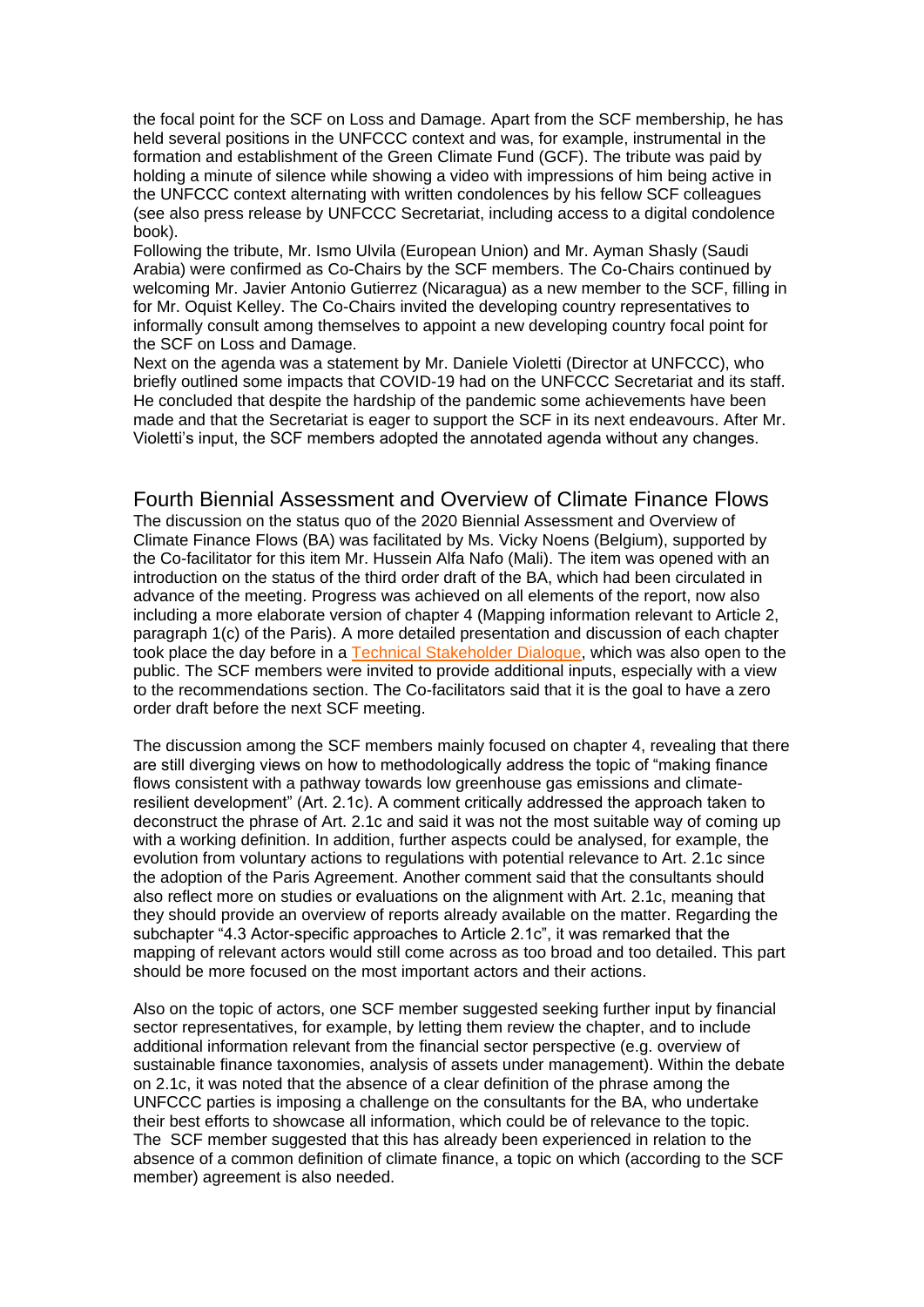the focal point for the SCF on Loss and Damage. Apart from the SCF membership, he has held several positions in the UNFCCC context and was, for example, instrumental in the formation and establishment of the Green Climate Fund (GCF). The tribute was paid by holding a minute of silence while showing a video with impressions of him being active in the UNFCCC context alternating with written condolences by his fellow SCF colleagues (see also press release by UNFCCC Secretariat, including access to a digital condolence book).

Following the tribute, Mr. Ismo Ulvila (European Union) and Mr. Ayman Shasly (Saudi Arabia) were confirmed as Co-Chairs by the SCF members. The Co-Chairs continued by welcoming Mr. Javier Antonio Gutierrez (Nicaragua) as a new member to the SCF, filling in for Mr. Oquist Kelley. The Co-Chairs invited the developing country representatives to informally consult among themselves to appoint a new developing country focal point for the SCF on Loss and Damage.

Next on the agenda was a statement by Mr. Daniele Violetti (Director at UNFCCC), who briefly outlined some impacts that COVID-19 had on the UNFCCC Secretariat and its staff. He concluded that despite the hardship of the pandemic some achievements have been made and that the Secretariat is eager to support the SCF in its next endeavours. After Mr. Violetti's input, the SCF members adopted the annotated agenda without any changes.

## Fourth Biennial Assessment and Overview of Climate Finance Flows

The discussion on the status quo of the 2020 Biennial Assessment and Overview of Climate Finance Flows (BA) was facilitated by Ms. Vicky Noens (Belgium), supported by the Co-facilitator for this item Mr. Hussein Alfa Nafo (Mali). The item was opened with an introduction on the status of the third order draft of the BA, which had been circulated in advance of the meeting. Progress was achieved on all elements of the report, now also including a more elaborate version of chapter 4 (Mapping information relevant to Article 2, paragraph 1(c) of the Paris). A more detailed presentation and discussion of each chapter took place the day before in a Technical Stakeholder Dialogue, which was also open to the public. The SCF members were invited to provide additional inputs, especially with a view to the recommendations section. The Co-facilitators said that it is the goal to have a zero order draft before the next SCF meeting.

The discussion among the SCF members mainly focused on chapter 4, revealing that there are still diverging views on how to methodologically address the topic of "making finance flows consistent with a pathway towards low greenhouse gas emissions and climate-resilient development" (Art. 2.1c). A comment critically addressed the approach taken to deconstruct the phrase of Art. 2.1c and said it was not the most suitable way of coming up with a working definition. In addition, further aspects could be analysed, for example, the evolution from voluntary actions to regulations with potential relevance to Art. 2.1c since the adoption of the Paris Agreement. Another comment said that the consultants should also reflect more on studies or evaluations on the alignment with Art. 2.1c, meaning that they should provide an overview of reports already available on the matter. Regarding the subchapter "4.3 Actor-specific approaches to Article 2.1c", it was remarked that the mapping of relevant actors would still come across as too broad and too detailed. This part should be more focused on the most important actors and their actions.

Also on the topic of actors, one SCF member suggested seeking further input by financial sector representatives, for example, by letting them review the chapter, and to include additional information relevant from the financial sector perspective (e.g. overview of sustainable finance taxonomies, analysis of assets under management). Within the debate on 2.1c, it was noted that the absence of a clear definition of the phrase among the UNFCCC parties is imposing a challenge on the consultants for the BA, who undertake their best efforts to showcase all information, which could be of relevance to the topic. The SCF member suggested that this has already been experienced in relation to the absence of a common definition of climate finance, a topic on which (according to the SCF member) agreement is also needed.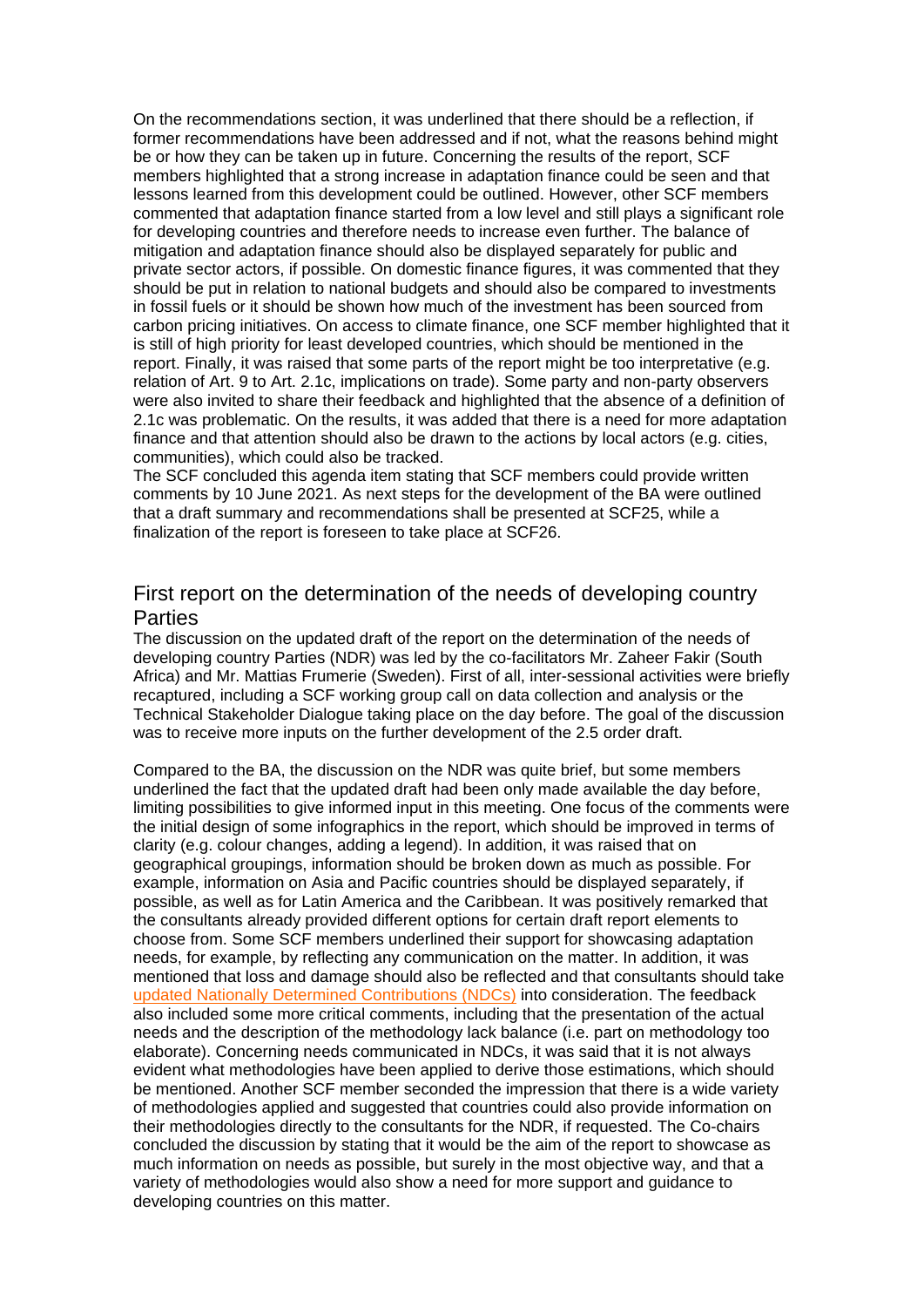On the recommendations section, it was underlined that there should be a reflection, if former recommendations have been addressed and if not, what the reasons behind might be or how they can be taken up in future. Concerning the results of the report, SCF members highlighted that a strong increase in adaptation finance could be seen and that lessons learned from this development could be outlined. However, other SCF members commented that adaptation finance started from a low level and still plays a significant role for developing countries and therefore needs to increase even further. The balance of mitigation and adaptation finance should also be displayed separately for public and private sector actors, if possible. On domestic finance figures, it was commented that they should be put in relation to national budgets and should also be compared to investments in fossil fuels or it should be shown how much of the investment has been sourced from carbon pricing initiatives. On access to climate finance, one SCF member highlighted that it is still of high priority for least developed countries, which should be mentioned in the report. Finally, it was raised that some parts of the report might be too interpretative (e.g. relation of Art. 9 to Art. 2.1c, implications on trade). Some party and non-party observers were also invited to share their feedback and highlighted that the absence of a definition of 2.1c was problematic. On the results, it was added that there is a need for more adaptation finance and that attention should also be drawn to the actions by local actors (e.g. cities, communities), which could also be tracked.
The SCF concluded this agenda item stating that SCF members could provide written comments by 10 June 2021. As next steps for the development of the BA were outlined that a draft summary and recommendations shall be presented at SCF25, while a finalization of the report is foreseen to take place at SCF26.

## First report on the determination of the needs of developing country Parties

The discussion on the updated draft of the report on the determination of the needs of developing country Parties (NDR) was led by the co-facilitators Mr. Zaheer Fakir (South Africa) and Mr. Mattias Frumerie (Sweden). First of all, inter-sessional activities were briefly recaptured, including a SCF working group call on data collection and analysis or the Technical Stakeholder Dialogue taking place on the day before. The goal of the discussion was to receive more inputs on the further development of the 2.5 order draft.

Compared to the BA, the discussion on the NDR was quite brief, but some members underlined the fact that the updated draft had been only made available the day before, limiting possibilities to give informed input in this meeting. One focus of the comments were the initial design of some infographics in the report, which should be improved in terms of clarity (e.g. colour changes, adding a legend). In addition, it was raised that on geographical groupings, information should be broken down as much as possible. For example, information on Asia and Pacific countries should be displayed separately, if possible, as well as for Latin America and the Caribbean. It was positively remarked that the consultants already provided different options for certain draft report elements to choose from. Some SCF members underlined their support for showcasing adaptation needs, for example, by reflecting any communication on the matter. In addition, it was mentioned that loss and damage should also be reflected and that consultants should take updated Nationally Determined Contributions (NDCs) into consideration. The feedback also included some more critical comments, including that the presentation of the actual needs and the description of the methodology lack balance (i.e. part on methodology too elaborate). Concerning needs communicated in NDCs, it was said that it is not always evident what methodologies have been applied to derive those estimations, which should be mentioned. Another SCF member seconded the impression that there is a wide variety of methodologies applied and suggested that countries could also provide information on their methodologies directly to the consultants for the NDR, if requested. The Co-chairs concluded the discussion by stating that it would be the aim of the report to showcase as much information on needs as possible, but surely in the most objective way, and that a variety of methodologies would also show a need for more support and guidance to developing countries on this matter.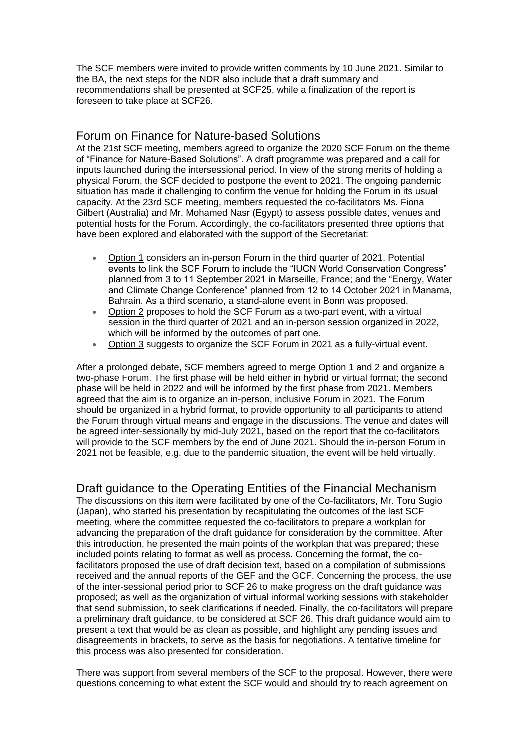The SCF members were invited to provide written comments by 10 June 2021. Similar to the BA, the next steps for the NDR also include that a draft summary and recommendations shall be presented at SCF25, while a finalization of the report is foreseen to take place at SCF26.

## Forum on Finance for Nature-based Solutions

At the 21st SCF meeting, members agreed to organize the 2020 SCF Forum on the theme of "Finance for Nature-Based Solutions". A draft programme was prepared and a call for inputs launched during the intersessional period. In view of the strong merits of holding a physical Forum, the SCF decided to postpone the event to 2021. The ongoing pandemic situation has made it challenging to confirm the venue for holding the Forum in its usual capacity. At the 23rd SCF meeting, members requested the co-facilitators Ms. Fiona Gilbert (Australia) and Mr. Mohamed Nasr (Egypt) to assess possible dates, venues and potential hosts for the Forum. Accordingly, the co-facilitators presented three options that have been explored and elaborated with the support of the Secretariat:

- Option 1 considers an in-person Forum in the third quarter of 2021. Potential events to link the SCF Forum to include the "IUCN World Conservation Congress" planned from 3 to 11 September 2021 in Marseille, France; and the "Energy, Water and Climate Change Conference" planned from 12 to 14 October 2021 in Manama, Bahrain. As a third scenario, a stand-alone event in Bonn was proposed.
- Option 2 proposes to hold the SCF Forum as a two-part event, with a virtual session in the third quarter of 2021 and an in-person session organized in 2022, which will be informed by the outcomes of part one.
- Option 3 suggests to organize the SCF Forum in 2021 as a fully-virtual event.

After a prolonged debate, SCF members agreed to merge Option 1 and 2 and organize a two-phase Forum. The first phase will be held either in hybrid or virtual format; the second phase will be held in 2022 and will be informed by the first phase from 2021. Members agreed that the aim is to organize an in-person, inclusive Forum in 2021. The Forum should be organized in a hybrid format, to provide opportunity to all participants to attend the Forum through virtual means and engage in the discussions. The venue and dates will be agreed inter-sessionally by mid-July 2021, based on the report that the co-facilitators will provide to the SCF members by the end of June 2021. Should the in-person Forum in 2021 not be feasible, e.g. due to the pandemic situation, the event will be held virtually.

## Draft guidance to the Operating Entities of the Financial Mechanism

The discussions on this item were facilitated by one of the Co-facilitators, Mr. Toru Sugio (Japan), who started his presentation by recapitulating the outcomes of the last SCF meeting, where the committee requested the co-facilitators to prepare a workplan for advancing the preparation of the draft guidance for consideration by the committee. After this introduction, he presented the main points of the workplan that was prepared; these included points relating to format as well as process. Concerning the format, the co-facilitators proposed the use of draft decision text, based on a compilation of submissions received and the annual reports of the GEF and the GCF. Concerning the process, the use of the inter-sessional period prior to SCF 26 to make progress on the draft guidance was proposed; as well as the organization of virtual informal working sessions with stakeholder that send submission, to seek clarifications if needed. Finally, the co-facilitators will prepare a preliminary draft guidance, to be considered at SCF 26. This draft guidance would aim to present a text that would be as clean as possible, and highlight any pending issues and disagreements in brackets, to serve as the basis for negotiations. A tentative timeline for this process was also presented for consideration.

There was support from several members of the SCF to the proposal. However, there were questions concerning to what extent the SCF would and should try to reach agreement on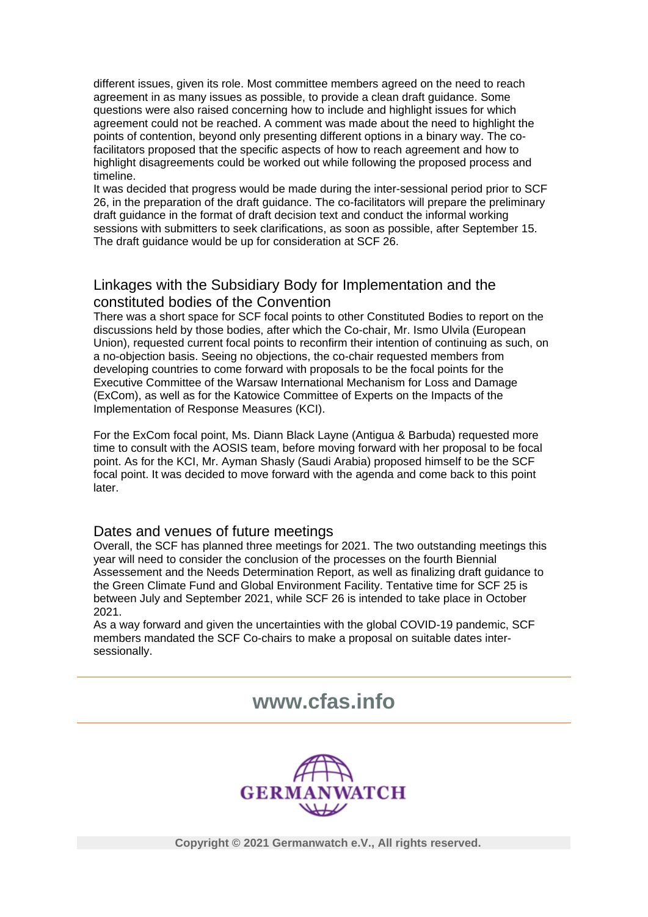different issues, given its role. Most committee members agreed on the need to reach agreement in as many issues as possible, to provide a clean draft guidance. Some questions were also raised concerning how to include and highlight issues for which agreement could not be reached. A comment was made about the need to highlight the points of contention, beyond only presenting different options in a binary way. The co-facilitators proposed that the specific aspects of how to reach agreement and how to highlight disagreements could be worked out while following the proposed process and timeline.

It was decided that progress would be made during the inter-sessional period prior to SCF 26, in the preparation of the draft guidance. The co-facilitators will prepare the preliminary draft guidance in the format of draft decision text and conduct the informal working sessions with submitters to seek clarifications, as soon as possible, after September 15. The draft guidance would be up for consideration at SCF 26.

## Linkages with the Subsidiary Body for Implementation and the constituted bodies of the Convention

There was a short space for SCF focal points to other Constituted Bodies to report on the discussions held by those bodies, after which the Co-chair, Mr. Ismo Ulvila (European Union), requested current focal points to reconfirm their intention of continuing as such, on a no-objection basis. Seeing no objections, the co-chair requested members from developing countries to come forward with proposals to be the focal points for the Executive Committee of the Warsaw International Mechanism for Loss and Damage (ExCom), as well as for the Katowice Committee of Experts on the Impacts of the Implementation of Response Measures (KCI).

For the ExCom focal point, Ms. Diann Black Layne (Antigua & Barbuda) requested more time to consult with the AOSIS team, before moving forward with her proposal to be focal point. As for the KCI, Mr. Ayman Shasly (Saudi Arabia) proposed himself to be the SCF focal point. It was decided to move forward with the agenda and come back to this point later.

## Dates and venues of future meetings

Overall, the SCF has planned three meetings for 2021. The two outstanding meetings this year will need to consider the conclusion of the processes on the fourth Biennial Assessement and the Needs Determination Report, as well as finalizing draft guidance to the Green Climate Fund and Global Environment Facility. Tentative time for SCF 25 is between July and September 2021, while SCF 26 is intended to take place in October 2021.

As a way forward and given the uncertainties with the global COVID-19 pandemic, SCF members mandated the SCF Co-chairs to make a proposal on suitable dates inter-sessionally.

---

**www.cfas.info**

---

GERMANWATCH

**Copyright © 2021 Germanwatch e.V., All rights reserved.**